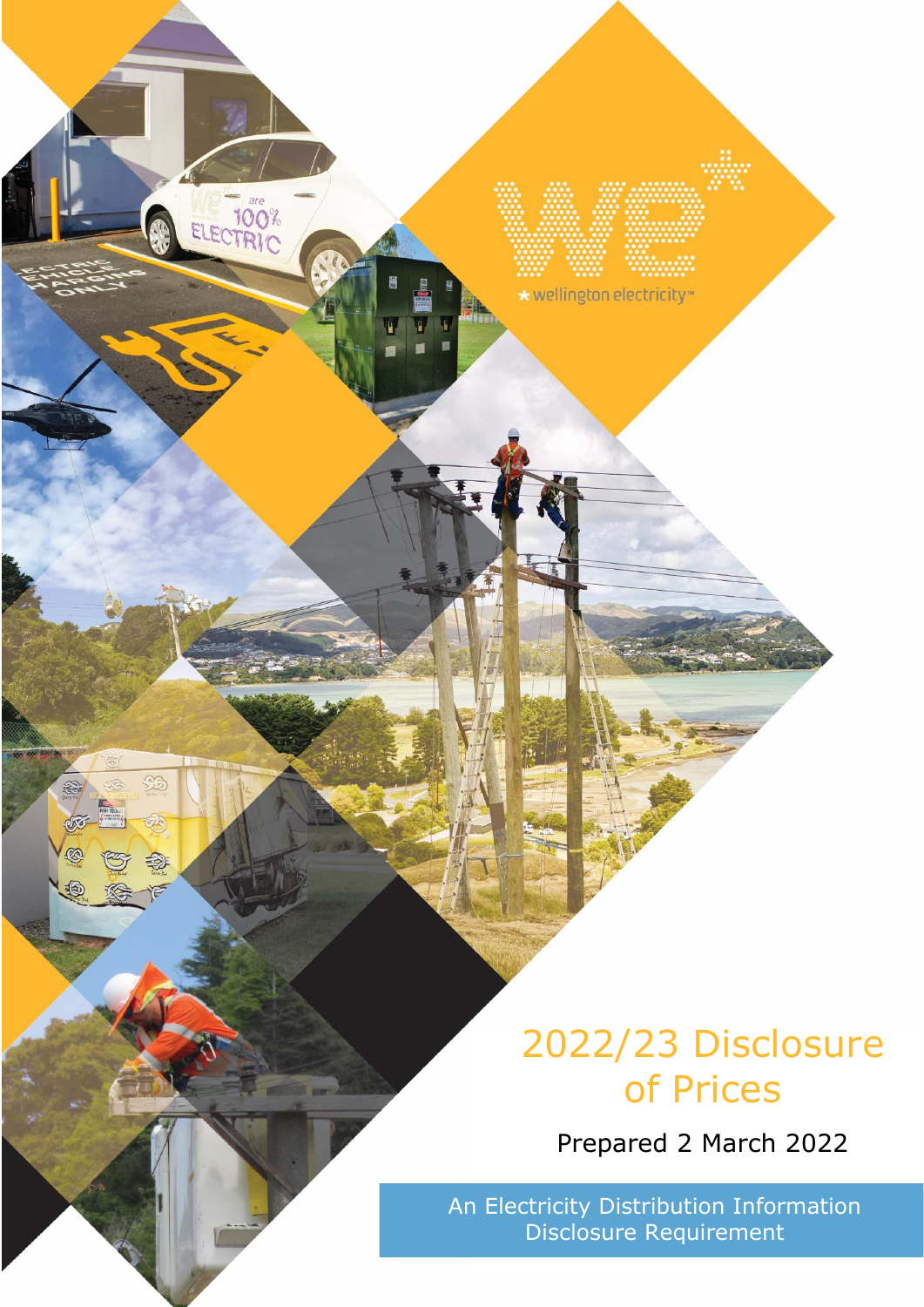wellington electricity™

# 2022/23 Disclosure of Prices

Prepared 2 March 2022

An Electricity Distribution Information Disclosure Requirement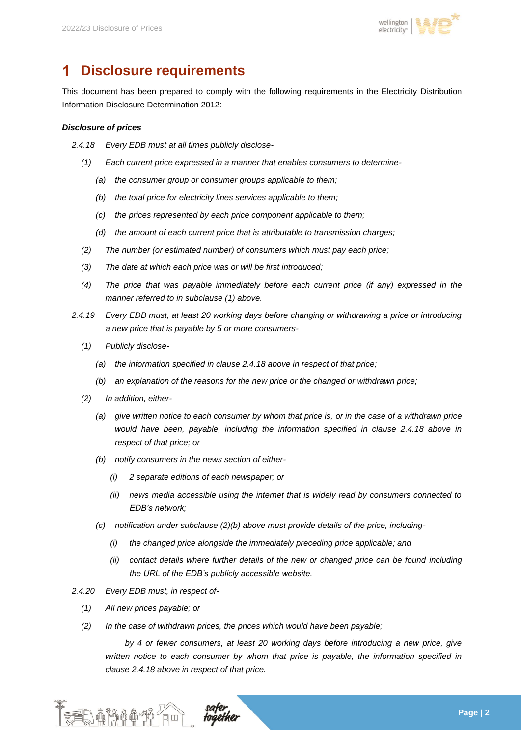# 1 Disclosure requirements

This document has been prepared to comply with the following requirements in the Electricity Distribution Information Disclosure Determination 2012:

***Disclosure of prices***

*2.4.18 Every EDB must at all times publicly disclose-*

*(1) Each current price expressed in a manner that enables consumers to determine-*

*(a) the consumer group or consumer groups applicable to them;*

*(b) the total price for electricity lines services applicable to them;*

*(c) the prices represented by each price component applicable to them;*

*(d) the amount of each current price that is attributable to transmission charges;*

*(2) The number (or estimated number) of consumers which must pay each price;*

*(3) The date at which each price was or will be first introduced;*

*(4) The price that was payable immediately before each current price (if any) expressed in the manner referred to in subclause (1) above.*

*2.4.19 Every EDB must, at least 20 working days before changing or withdrawing a price or introducing a new price that is payable by 5 or more consumers-*

*(1) Publicly disclose-*

*(a) the information specified in clause 2.4.18 above in respect of that price;*

*(b) an explanation of the reasons for the new price or the changed or withdrawn price;*

*(2) In addition, either-*

*(a) give written notice to each consumer by whom that price is, or in the case of a withdrawn price would have been, payable, including the information specified in clause 2.4.18 above in respect of that price; or*

*(b) notify consumers in the news section of either-*

*(i) 2 separate editions of each newspaper; or*

*(ii) news media accessible using the internet that is widely read by consumers connected to EDB's network;*

*(c) notification under subclause (2)(b) above must provide details of the price, including-*

*(i) the changed price alongside the immediately preceding price applicable; and*

*(ii) contact details where further details of the new or changed price can be found including the URL of the EDB's publicly accessible website.*

*2.4.20 Every EDB must, in respect of-*

*(1) All new prices payable; or*

*(2) In the case of withdrawn prices, the prices which would have been payable;*

*by 4 or fewer consumers, at least 20 working days before introducing a new price, give written notice to each consumer by whom that price is payable, the information specified in clause 2.4.18 above in respect of that price.*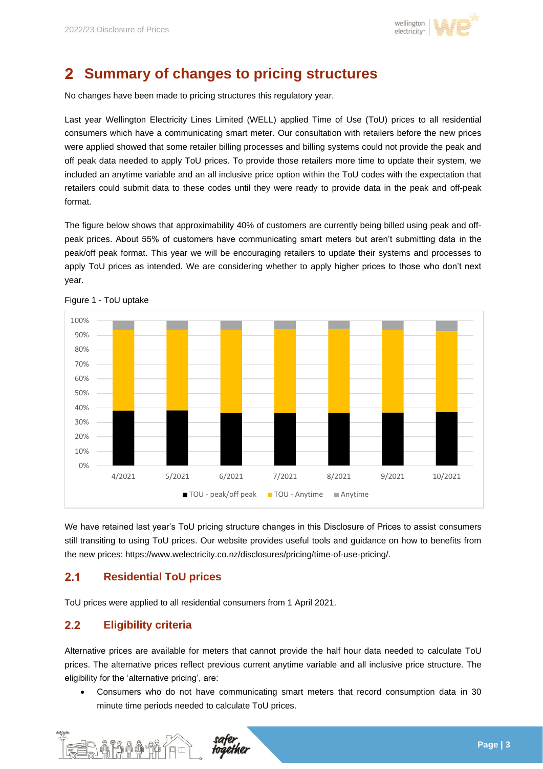# 2 Summary of changes to pricing structures

No changes have been made to pricing structures this regulatory year.

Last year Wellington Electricity Lines Limited (WELL) applied Time of Use (ToU) prices to all residential consumers which have a communicating smart meter. Our consultation with retailers before the new prices were applied showed that some retailer billing processes and billing systems could not provide the peak and off peak data needed to apply ToU prices. To provide those retailers more time to update their systems, we included an anytime variable and an all inclusive price option within the ToU codes with the expectation that retailers could submit data to these codes until they were ready to provide data in the peak and off-peak format.

The figure below shows that approximability 40% of customers are currently being billed using peak and off-peak prices. About 55% of customers have communicating smart meters but aren't submitting data in the peak/off peak format. This year we will be encouraging retailers to update their systems and processes to apply ToU prices as intended. We are considering whether to apply higher prices to those who don't next year.

Figure 1 - ToU uptake

We have retained last year's ToU pricing structure changes in this Disclosure of Prices to assist consumers still transiting to using ToU prices. Our website provides useful tools and guidance on how to benefits from the new prices: https://www.welectricity.co.nz/disclosures/pricing/time-of-use-pricing/.

## 2.1 Residential ToU prices

ToU prices were applied to all residential consumers from 1 April 2021.

## 2.2 Eligibility criteria

Alternative prices are available for meters that cannot provide the half hour data needed to calculate ToU prices. The alternative prices reflect previous current anytime variable and all inclusive price structure. The eligibility for the 'alternative pricing', are:

- Consumers who do not have communicating smart meters that record consumption data in 30 minute time periods needed to calculate ToU prices.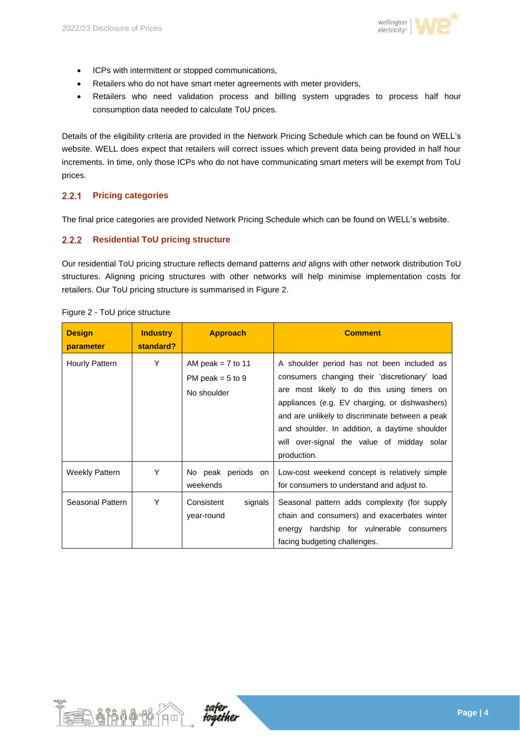- ICPs with intermittent or stopped communications,
- Retailers who do not have smart meter agreements with meter providers,
- Retailers who need validation process and billing system upgrades to process half hour consumption data needed to calculate ToU prices.

Details of the eligibility criteria are provided in the Network Pricing Schedule which can be found on WELL's website. WELL does expect that retailers will correct issues which prevent data being provided in half hour increments. In time, only those ICPs who do not have communicating smart meters will be exempt from ToU prices.

### 2.2.1 Pricing categories

The final price categories are provided Network Pricing Schedule which can be found on WELL's website.

### 2.2.2 Residential ToU pricing structure

Our residential ToU pricing structure reflects demand patterns *and* aligns with other network distribution ToU structures. Aligning pricing structures with other networks will help minimise implementation costs for retailers. Our ToU pricing structure is summarised in Figure 2.

Figure 2 - ToU price structure

| Design parameter | Industry standard? | Approach | Comment |
|---|---|---|---|
| Hourly Pattern | Y | AM peak = 7 to 11<br>PM peak = 5 to 9<br>No shoulder | A shoulder period has not been included as consumers changing their 'discretionary' load are most likely to do this using timers on appliances (e.g. EV charging, or dishwashers) and are unlikely to discriminate between a peak and shoulder. In addition, a daytime shoulder will over-signal the value of midday solar production. |
| Weekly Pattern | Y | No peak periods on weekends | Low-cost weekend concept is relatively simple for consumers to understand and adjust to. |
| Seasonal Pattern | Y | Consistent signals year-round | Seasonal pattern adds complexity (for supply chain and consumers) and exacerbates winter energy hardship for vulnerable consumers facing budgeting challenges. |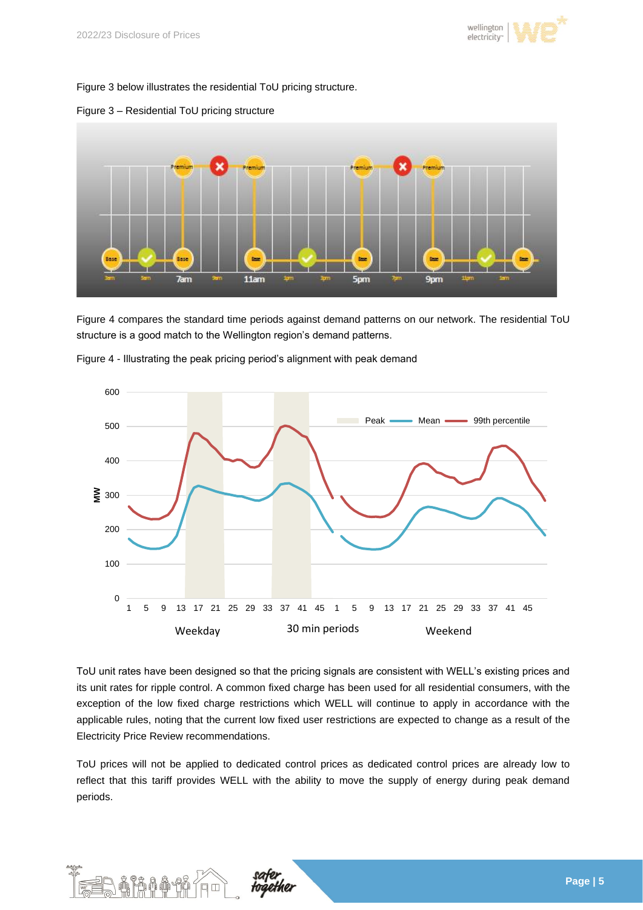Figure 3 below illustrates the residential ToU pricing structure.

Figure 3 – Residential ToU pricing structure

Figure 4 compares the standard time periods against demand patterns on our network. The residential ToU structure is a good match to the Wellington region's demand patterns.

Figure 4 - Illustrating the peak pricing period's alignment with peak demand

ToU unit rates have been designed so that the pricing signals are consistent with WELL's existing prices and its unit rates for ripple control. A common fixed charge has been used for all residential consumers, with the exception of the low fixed charge restrictions which WELL will continue to apply in accordance with the applicable rules, noting that the current low fixed user restrictions are expected to change as a result of the Electricity Price Review recommendations.

ToU prices will not be applied to dedicated control prices as dedicated control prices are already low to reflect that this tariff provides WELL with the ability to move the supply of energy during peak demand periods.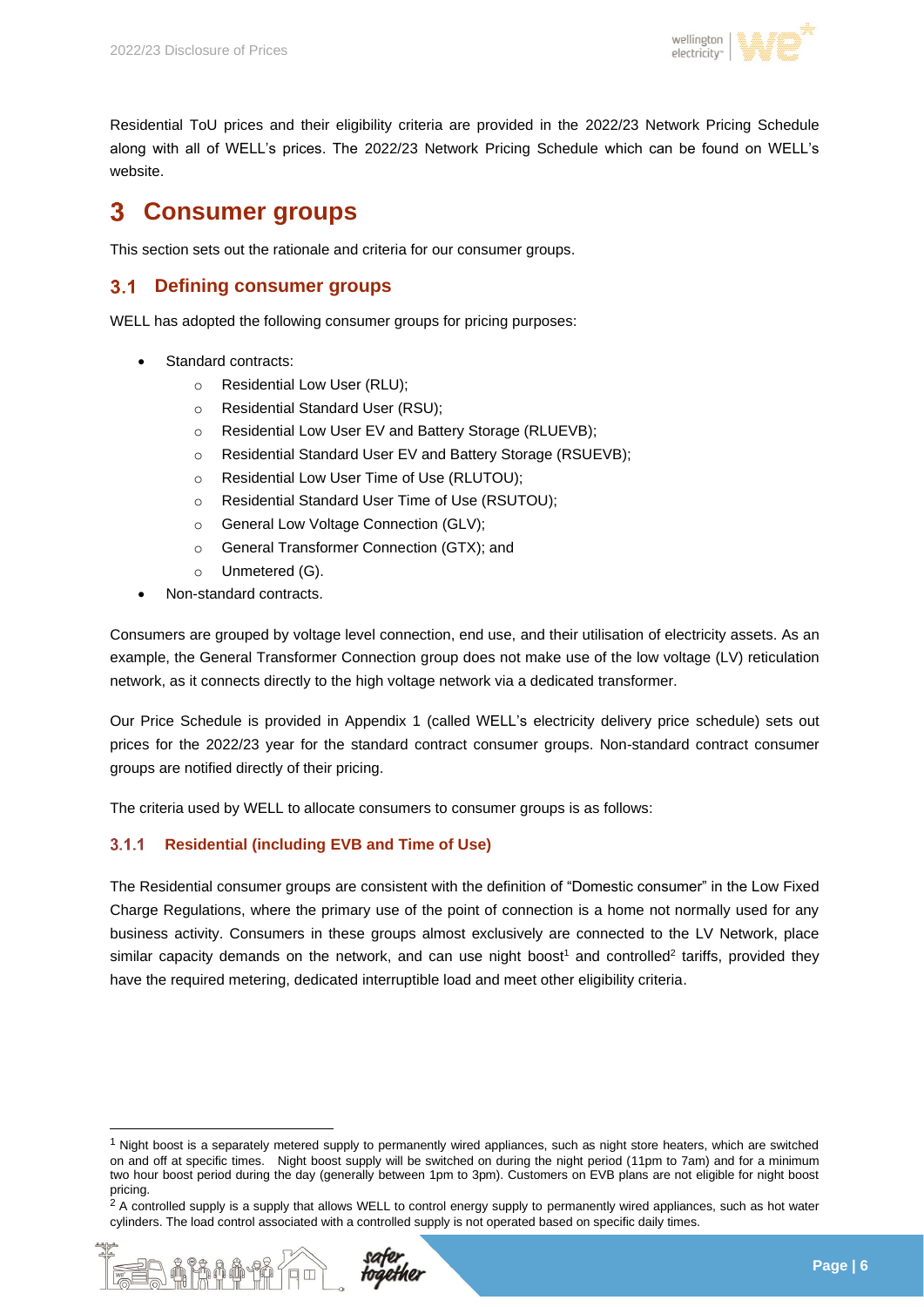Residential ToU prices and their eligibility criteria are provided in the 2022/23 Network Pricing Schedule along with all of WELL's prices. The 2022/23 Network Pricing Schedule which can be found on WELL's website.

# 3 Consumer groups

This section sets out the rationale and criteria for our consumer groups.

## 3.1 Defining consumer groups

WELL has adopted the following consumer groups for pricing purposes:

- Standard contracts:
  - Residential Low User (RLU);
  - Residential Standard User (RSU);
  - Residential Low User EV and Battery Storage (RLUEVB);
  - Residential Standard User EV and Battery Storage (RSUEVB);
  - Residential Low User Time of Use (RLUTOU);
  - Residential Standard User Time of Use (RSUTOU);
  - General Low Voltage Connection (GLV);
  - General Transformer Connection (GTX); and
  - Unmetered (G).
- Non-standard contracts.

Consumers are grouped by voltage level connection, end use, and their utilisation of electricity assets. As an example, the General Transformer Connection group does not make use of the low voltage (LV) reticulation network, as it connects directly to the high voltage network via a dedicated transformer.

Our Price Schedule is provided in Appendix 1 (called WELL's electricity delivery price schedule) sets out prices for the 2022/23 year for the standard contract consumer groups. Non-standard contract consumer groups are notified directly of their pricing.

The criteria used by WELL to allocate consumers to consumer groups is as follows:

### 3.1.1 Residential (including EVB and Time of Use)

The Residential consumer groups are consistent with the definition of "Domestic consumer" in the Low Fixed Charge Regulations, where the primary use of the point of connection is a home not normally used for any business activity. Consumers in these groups almost exclusively are connected to the LV Network, place similar capacity demands on the network, and can use night boost[1] and controlled[2] tariffs, provided they have the required metering, dedicated interruptible load and meet other eligibility criteria.

---

[1] Night boost is a separately metered supply to permanently wired appliances, such as night store heaters, which are switched on and off at specific times. Night boost supply will be switched on during the night period (11pm to 7am) and for a minimum two hour boost period during the day (generally between 1pm to 3pm). Customers on EVB plans are not eligible for night boost pricing.

[2] A controlled supply is a supply that allows WELL to control energy supply to permanently wired appliances, such as hot water cylinders. The load control associated with a controlled supply is not operated based on specific daily times.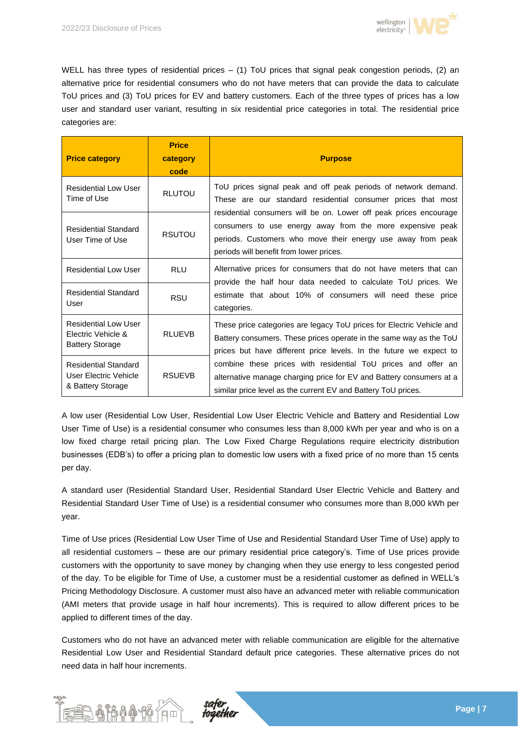WELL has three types of residential prices – (1) ToU prices that signal peak congestion periods, (2) an alternative price for residential consumers who do not have meters that can provide the data to calculate ToU prices and (3) ToU prices for EV and battery customers. Each of the three types of prices has a low user and standard user variant, resulting in six residential price categories in total. The residential price categories are:

| Price category | Price category code | Purpose |
|---|---|---|
| Residential Low User Time of Use | RLUTOU | ToU prices signal peak and off peak periods of network demand. These are our standard residential consumer prices that most residential consumers will be on. Lower off peak prices encourage consumers to use energy away from the more expensive peak periods. Customers who move their energy use away from peak periods will benefit from lower prices. |
| Residential Standard User Time of Use | RSUTOU | |
| Residential Low User | RLU | Alternative prices for consumers that do not have meters that can provide the half hour data needed to calculate ToU prices. We estimate that about 10% of consumers will need these price categories. |
| Residential Standard User | RSU | |
| Residential Low User Electric Vehicle & Battery Storage | RLUEVB | These price categories are legacy ToU prices for Electric Vehicle and Battery consumers. These prices operate in the same way as the ToU prices but have different price levels. In the future we expect to combine these prices with residential ToU prices and offer an alternative manage charging price for EV and Battery consumers at a similar price level as the current EV and Battery ToU prices. |
| Residential Standard User Electric Vehicle & Battery Storage | RSUEVB | |

A low user (Residential Low User, Residential Low User Electric Vehicle and Battery and Residential Low User Time of Use) is a residential consumer who consumes less than 8,000 kWh per year and who is on a low fixed charge retail pricing plan. The Low Fixed Charge Regulations require electricity distribution businesses (EDB's) to offer a pricing plan to domestic low users with a fixed price of no more than 15 cents per day.

A standard user (Residential Standard User, Residential Standard User Electric Vehicle and Battery and Residential Standard User Time of Use) is a residential consumer who consumes more than 8,000 kWh per year.

Time of Use prices (Residential Low User Time of Use and Residential Standard User Time of Use) apply to all residential customers – these are our primary residential price category's. Time of Use prices provide customers with the opportunity to save money by changing when they use energy to less congested period of the day. To be eligible for Time of Use, a customer must be a residential customer as defined in WELL's Pricing Methodology Disclosure. A customer must also have an advanced meter with reliable communication (AMI meters that provide usage in half hour increments). This is required to allow different prices to be applied to different times of the day.

Customers who do not have an advanced meter with reliable communication are eligible for the alternative Residential Low User and Residential Standard default price categories. These alternative prices do not need data in half hour increments.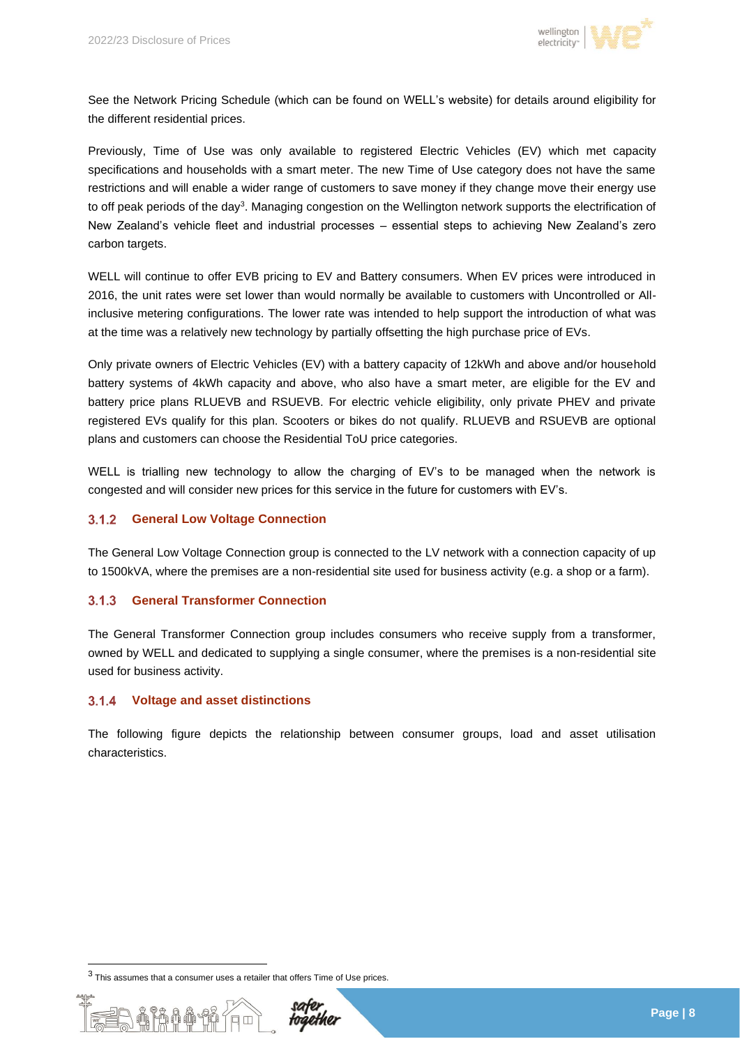See the Network Pricing Schedule (which can be found on WELL's website) for details around eligibility for the different residential prices.

Previously, Time of Use was only available to registered Electric Vehicles (EV) which met capacity specifications and households with a smart meter. The new Time of Use category does not have the same restrictions and will enable a wider range of customers to save money if they change move their energy use to off peak periods of the day[3]. Managing congestion on the Wellington network supports the electrification of New Zealand's vehicle fleet and industrial processes – essential steps to achieving New Zealand's zero carbon targets.

WELL will continue to offer EVB pricing to EV and Battery consumers. When EV prices were introduced in 2016, the unit rates were set lower than would normally be available to customers with Uncontrolled or All-inclusive metering configurations. The lower rate was intended to help support the introduction of what was at the time was a relatively new technology by partially offsetting the high purchase price of EVs.

Only private owners of Electric Vehicles (EV) with a battery capacity of 12kWh and above and/or household battery systems of 4kWh capacity and above, who also have a smart meter, are eligible for the EV and battery price plans RLUEVB and RSUEVB. For electric vehicle eligibility, only private PHEV and private registered EVs qualify for this plan. Scooters or bikes do not qualify. RLUEVB and RSUEVB are optional plans and customers can choose the Residential ToU price categories.

WELL is trialling new technology to allow the charging of EV's to be managed when the network is congested and will consider new prices for this service in the future for customers with EV's.

### 3.1.2 General Low Voltage Connection

The General Low Voltage Connection group is connected to the LV network with a connection capacity of up to 1500kVA, where the premises are a non-residential site used for business activity (e.g. a shop or a farm).

### 3.1.3 General Transformer Connection

The General Transformer Connection group includes consumers who receive supply from a transformer, owned by WELL and dedicated to supplying a single consumer, where the premises is a non-residential site used for business activity.

### 3.1.4 Voltage and asset distinctions

The following figure depicts the relationship between consumer groups, load and asset utilisation characteristics.

---

[3] This assumes that a consumer uses a retailer that offers Time of Use prices.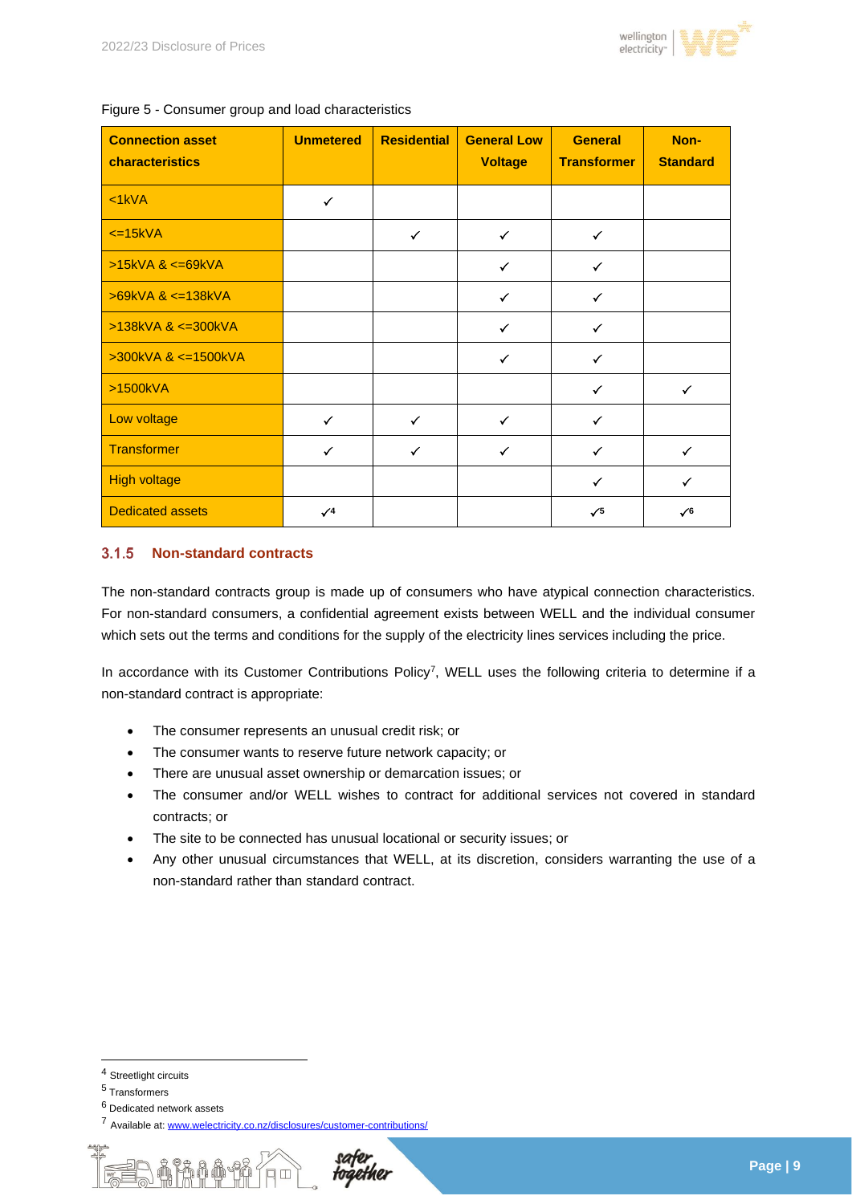Figure 5 - Consumer group and load characteristics

| Connection asset characteristics | Unmetered | Residential | General Low Voltage | General Transformer | Non-Standard |
|---|---|---|---|---|---|
| <1kVA | ✓ | | | | |
| <=15kVA | | ✓ | ✓ | ✓ | |
| >15kVA & <=69kVA | | | ✓ | ✓ | |
| >69kVA & <=138kVA | | | ✓ | ✓ | |
| >138kVA & <=300kVA | | | ✓ | ✓ | |
| >300kVA & <=1500kVA | | | ✓ | ✓ | |
| >1500kVA | | | | ✓ | ✓ |
| Low voltage | ✓ | ✓ | ✓ | ✓ | |
| Transformer | ✓ | ✓ | ✓ | ✓ | ✓ |
| High voltage | | | | ✓ | ✓ |
| Dedicated assets | ✓[4] | | | ✓[5] | ✓[6] |

### 3.1.5 Non-standard contracts

The non-standard contracts group is made up of consumers who have atypical connection characteristics. For non-standard consumers, a confidential agreement exists between WELL and the individual consumer which sets out the terms and conditions for the supply of the electricity lines services including the price.

In accordance with its Customer Contributions Policy[7], WELL uses the following criteria to determine if a non-standard contract is appropriate:

- The consumer represents an unusual credit risk; or
- The consumer wants to reserve future network capacity; or
- There are unusual asset ownership or demarcation issues; or
- The consumer and/or WELL wishes to contract for additional services not covered in standard contracts; or
- The site to be connected has unusual locational or security issues; or
- Any other unusual circumstances that WELL, at its discretion, considers warranting the use of a non-standard rather than standard contract.

---

[4] Streetlight circuits

[5] Transformers

[6] Dedicated network assets

[7] Available at: www.welectricity.co.nz/disclosures/customer-contributions/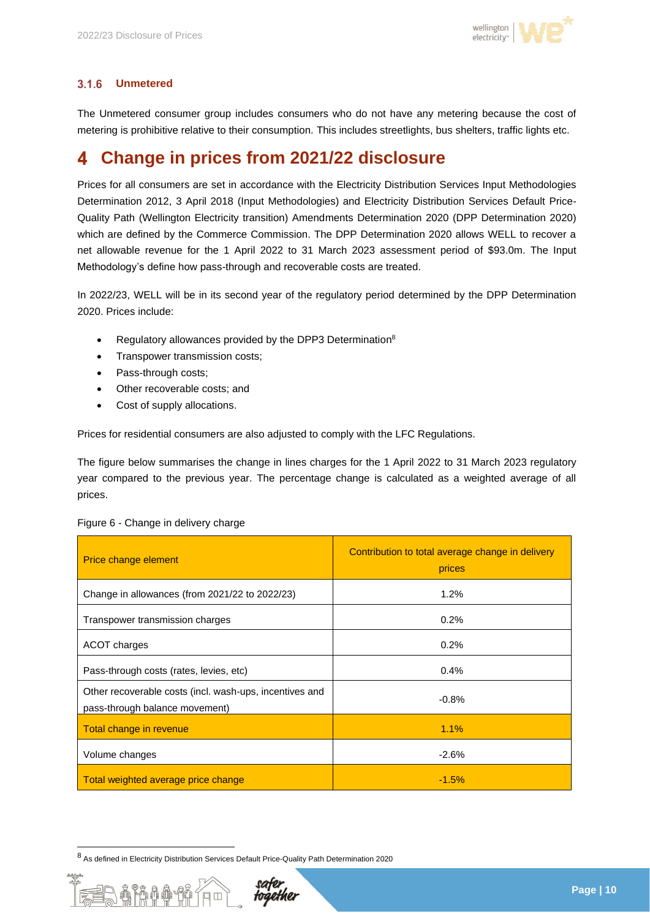### 3.1.6 Unmetered

The Unmetered consumer group includes consumers who do not have any metering because the cost of metering is prohibitive relative to their consumption. This includes streetlights, bus shelters, traffic lights etc.

# 4 Change in prices from 2021/22 disclosure

Prices for all consumers are set in accordance with the Electricity Distribution Services Input Methodologies Determination 2012, 3 April 2018 (Input Methodologies) and Electricity Distribution Services Default Price-Quality Path (Wellington Electricity transition) Amendments Determination 2020 (DPP Determination 2020) which are defined by the Commerce Commission. The DPP Determination 2020 allows WELL to recover a net allowable revenue for the 1 April 2022 to 31 March 2023 assessment period of $93.0m. The Input Methodology's define how pass-through and recoverable costs are treated.

In 2022/23, WELL will be in its second year of the regulatory period determined by the DPP Determination 2020. Prices include:

- Regulatory allowances provided by the DPP3 Determination[8]
- Transpower transmission costs;
- Pass-through costs;
- Other recoverable costs; and
- Cost of supply allocations.

Prices for residential consumers are also adjusted to comply with the LFC Regulations.

The figure below summarises the change in lines charges for the 1 April 2022 to 31 March 2023 regulatory year compared to the previous year. The percentage change is calculated as a weighted average of all prices.

Figure 6 - Change in delivery charge

| Price change element | Contribution to total average change in delivery prices |
|---|---|
| Change in allowances (from 2021/22 to 2022/23) | 1.2% |
| Transpower transmission charges | 0.2% |
| ACOT charges | 0.2% |
| Pass-through costs (rates, levies, etc) | 0.4% |
| Other recoverable costs (incl. wash-ups, incentives and pass-through balance movement) | -0.8% |
| Total change in revenue | 1.1% |
| Volume changes | -2.6% |
| Total weighted average price change | -1.5% |

[8] As defined in Electricity Distribution Services Default Price-Quality Path Determination 2020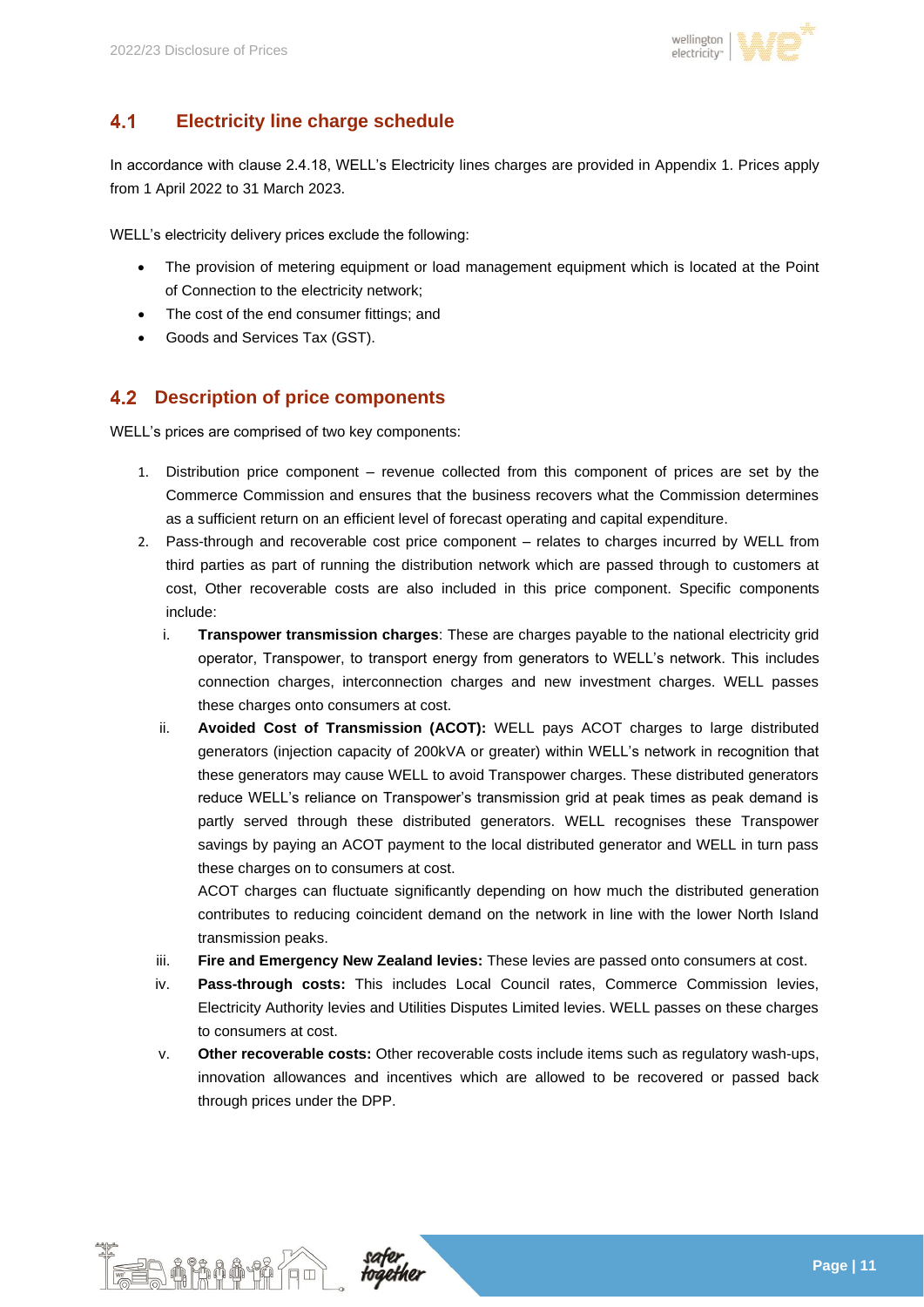## 4.1 Electricity line charge schedule

In accordance with clause 2.4.18, WELL's Electricity lines charges are provided in Appendix 1. Prices apply from 1 April 2022 to 31 March 2023.

WELL's electricity delivery prices exclude the following:

- The provision of metering equipment or load management equipment which is located at the Point of Connection to the electricity network;
- The cost of the end consumer fittings; and
- Goods and Services Tax (GST).

## 4.2 Description of price components

WELL's prices are comprised of two key components:

1. Distribution price component – revenue collected from this component of prices are set by the Commerce Commission and ensures that the business recovers what the Commission determines as a sufficient return on an efficient level of forecast operating and capital expenditure.
2. Pass-through and recoverable cost price component – relates to charges incurred by WELL from third parties as part of running the distribution network which are passed through to customers at cost, Other recoverable costs are also included in this price component. Specific components include:
   i. **Transpower transmission charges**: These are charges payable to the national electricity grid operator, Transpower, to transport energy from generators to WELL's network. This includes connection charges, interconnection charges and new investment charges. WELL passes these charges onto consumers at cost.
   ii. **Avoided Cost of Transmission (ACOT):** WELL pays ACOT charges to large distributed generators (injection capacity of 200kVA or greater) within WELL's network in recognition that these generators may cause WELL to avoid Transpower charges. These distributed generators reduce WELL's reliance on Transpower's transmission grid at peak times as peak demand is partly served through these distributed generators. WELL recognises these Transpower savings by paying an ACOT payment to the local distributed generator and WELL in turn pass these charges on to consumers at cost.
   ACOT charges can fluctuate significantly depending on how much the distributed generation contributes to reducing coincident demand on the network in line with the lower North Island transmission peaks.
   iii. **Fire and Emergency New Zealand levies:** These levies are passed onto consumers at cost.
   iv. **Pass-through costs:** This includes Local Council rates, Commerce Commission levies, Electricity Authority levies and Utilities Disputes Limited levies. WELL passes on these charges to consumers at cost.
   v. **Other recoverable costs:** Other recoverable costs include items such as regulatory wash-ups, innovation allowances and incentives which are allowed to be recovered or passed back through prices under the DPP.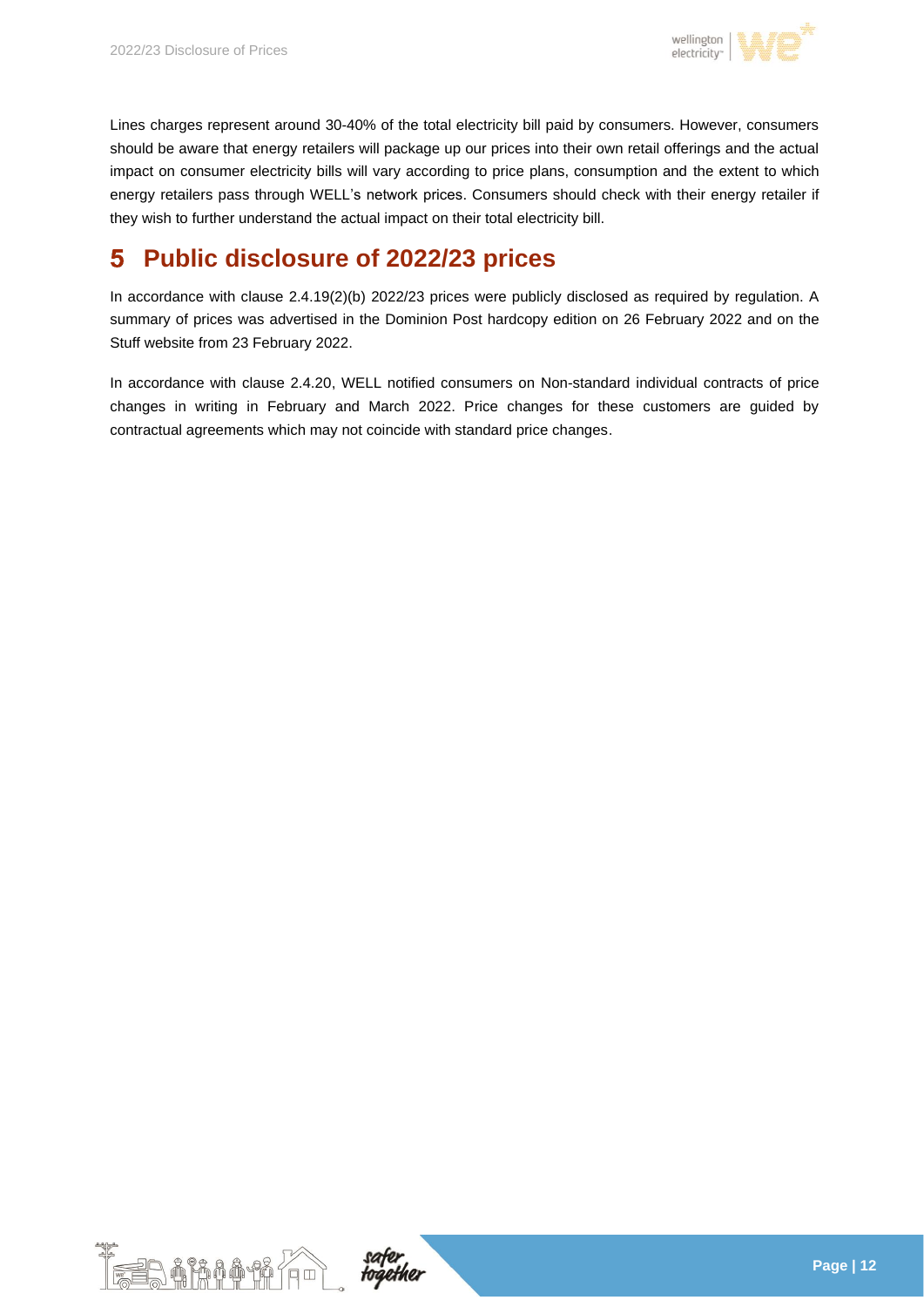Lines charges represent around 30-40% of the total electricity bill paid by consumers. However, consumers should be aware that energy retailers will package up our prices into their own retail offerings and the actual impact on consumer electricity bills will vary according to price plans, consumption and the extent to which energy retailers pass through WELL's network prices. Consumers should check with their energy retailer if they wish to further understand the actual impact on their total electricity bill.

# 5 Public disclosure of 2022/23 prices

In accordance with clause 2.4.19(2)(b) 2022/23 prices were publicly disclosed as required by regulation. A summary of prices was advertised in the Dominion Post hardcopy edition on 26 February 2022 and on the Stuff website from 23 February 2022.

In accordance with clause 2.4.20, WELL notified consumers on Non-standard individual contracts of price changes in writing in February and March 2022. Price changes for these customers are guided by contractual agreements which may not coincide with standard price changes.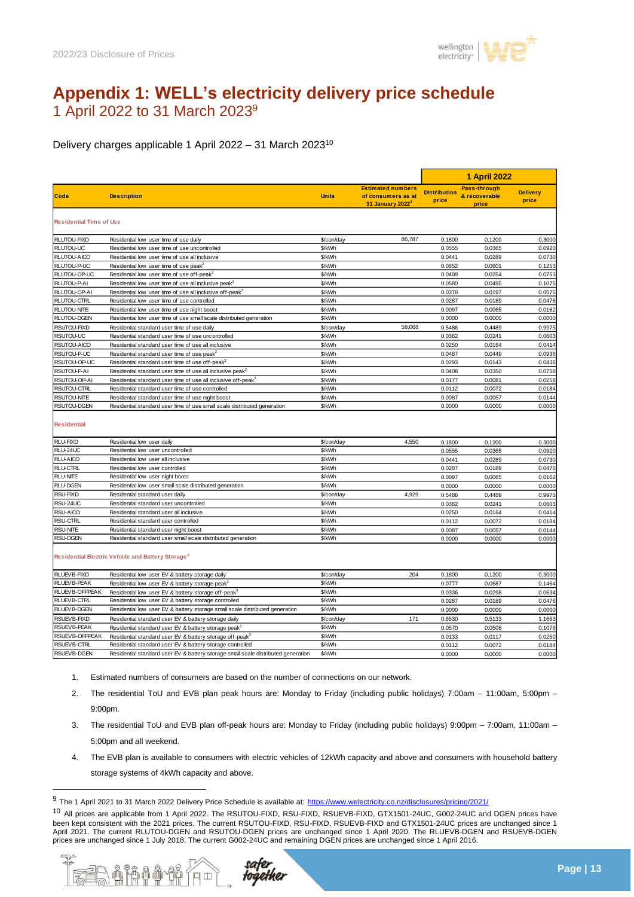# Appendix 1: WELL's electricity delivery price schedule

1 April 2022 to 31 March 2023[9]

Delivery charges applicable 1 April 2022 – 31 March 2023[10]

| Code | Description | Units | Estimated numbers of consumers as at 31 January 2022[1] | 1 April 2022 | | |
|---|---|---|---|---|---|---|
| | | | | Distribution price | Pass-through & recoverable price | Delivery price |
| **Residential Time of Use** | | | | | | |
| RLUTOU-FIXD | Residential low user time of use daily | $/con/day | 86,787 | 0.1800 | 0.1200 | 0.3000 |
| RLUTOU-UC | Residential low user time of use uncontrolled | $/kWh | | 0.0555 | 0.0365 | 0.0920 |
| RLUTOU-AICO | Residential low user time of use all inclusive | $/kWh | | 0.0441 | 0.0289 | 0.0730 |
| RLUTOU-P-UC | Residential low user time of use peak[2] | $/kWh | | 0.0652 | 0.0601 | 0.1253 |
| RLUTOU-OP-UC | Residential low user time of use off-peak[3] | $/kWh | | 0.0499 | 0.0254 | 0.0753 |
| RLUTOU-P-AI | Residential low user time of use all inclusive peak[2] | $/kWh | | 0.0580 | 0.0495 | 0.1075 |
| RLUTOU-OP-AI | Residential low user time of use all inclusive off-peak[3] | $/kWh | | 0.0378 | 0.0197 | 0.0575 |
| RLUTOU-CTRL | Residential low user time of use controlled | $/kWh | | 0.0287 | 0.0189 | 0.0476 |
| RLUTOU-NITE | Residential low user time of use night boost | $/kWh | | 0.0097 | 0.0065 | 0.0162 |
| RLUTOU-DGEN | Residential low user time of use small scale distributed generation | $/kWh | | 0.0000 | 0.0000 | 0.0000 |
| RSUTOU-FIXD | Residential standard user time of use daily | $/con/day | 58,068 | 0.5486 | 0.4489 | 0.9975 |
| RSUTOU-UC | Residential standard user time of use uncontrolled | $/kWh | | 0.0362 | 0.0241 | 0.0603 |
| RSUTOU-AICO | Residential standard user time of use all inclusive | $/kWh | | 0.0250 | 0.0164 | 0.0414 |
| RSUTOU-P-UC | Residential standard user time of use peak[2] | $/kWh | | 0.0487 | 0.0449 | 0.0936 |
| RSUTOU-OP-UC | Residential standard user time of use off-peak[3] | $/kWh | | 0.0293 | 0.0143 | 0.0436 |
| RSUTOU-P-AI | Residential standard user time of use all inclusive peak[2] | $/kWh | | 0.0408 | 0.0350 | 0.0758 |
| RSUTOU-OP-AI | Residential standard user time of use all inclusive off-peak[3] | $/kWh | | 0.0177 | 0.0081 | 0.0258 |
| RSUTOU-CTRL | Residential standard user time of use controlled | $/kWh | | 0.0112 | 0.0072 | 0.0184 |
| RSUTOU-NITE | Residential standard user time of use night boost | $/kWh | | 0.0087 | 0.0057 | 0.0144 |
| RSUTOU-DGEN | Residential standard user time of use small scale distributed generation | $/kWh | | 0.0000 | 0.0000 | 0.0000 |
| **Residential** | | | | | | |
| RLU-FIXD | Residential low user daily | $/con/day | 4,550 | 0.1800 | 0.1200 | 0.3000 |
| RLU-24UC | Residential low user uncontrolled | $/kWh | | 0.0555 | 0.0365 | 0.0920 |
| RLU-AICO | Residential low user all inclusive | $/kWh | | 0.0441 | 0.0289 | 0.0730 |
| RLU-CTRL | Residential low user controlled | $/kWh | | 0.0287 | 0.0189 | 0.0476 |
| RLU-NITE | Residential low user night boost | $/kWh | | 0.0097 | 0.0065 | 0.0162 |
| RLU-DGEN | Residential low user small scale distributed generation | $/kWh | | 0.0000 | 0.0000 | 0.0000 |
| RSU-FIXD | Residential standard user daily | $/con/day | 4,929 | 0.5486 | 0.4489 | 0.9975 |
| RSU-24UC | Residential standard user uncontrolled | $/kWh | | 0.0362 | 0.0241 | 0.0603 |
| RSU-AICO | Residential standard user all inclusive | $/kWh | | 0.0250 | 0.0164 | 0.0414 |
| RSU-CTRL | Residential standard user controlled | $/kWh | | 0.0112 | 0.0072 | 0.0184 |
| RSU-NITE | Residential standard user night boost | $/kWh | | 0.0087 | 0.0057 | 0.0144 |
| RSU-DGEN | Residential standard user small scale distributed generation | $/kWh | | 0.0000 | 0.0000 | 0.0000 |
| **Residential Electric Vehicle and Battery Storage[4]** | | | | | | |
| RLUEVB-FIXD | Residential low user EV & battery storage daily | $/con/day | 204 | 0.1800 | 0.1200 | 0.3000 |
| RLUEVB-PEAK | Residential low user EV & battery storage peak[2] | $/kWh | | 0.0777 | 0.0687 | 0.1464 |
| RLUEVB-OFFPEAK | Residential low user EV & battery storage off-peak[3] | $/kWh | | 0.0336 | 0.0298 | 0.0634 |
| RLUEVB-CTRL | Residential low user EV & battery storage controlled | $/kWh | | 0.0287 | 0.0189 | 0.0476 |
| RLUEVB-DGEN | Residential low user EV & battery storage small scale distributed generation | $/kWh | | 0.0000 | 0.0000 | 0.0000 |
| RSUEVB-FIXD | Residential standard user EV & battery storage daily | $/con/day | 171 | 0.6530 | 0.5133 | 1.1663 |
| RSUEVB-PEAK | Residential standard user EV & battery storage peak[2] | $/kWh | | 0.0570 | 0.0506 | 0.1076 |
| RSUEVB-OFFPEAK | Residential standard user EV & battery storage off-peak[3] | $/kWh | | 0.0133 | 0.0117 | 0.0250 |
| RSUEVB-CTRL | Residential standard user EV & battery storage controlled | $/kWh | | 0.0112 | 0.0072 | 0.0184 |
| RSUEVB-DGEN | Residential standard user EV & battery storage small scale distributed generation | $/kWh | | 0.0000 | 0.0000 | 0.0000 |

1. Estimated numbers of consumers are based on the number of connections on our network.
2. The residential ToU and EVB plan peak hours are: Monday to Friday (including public holidays) 7:00am – 11:00am, 5:00pm – 9:00pm.
3. The residential ToU and EVB plan off-peak hours are: Monday to Friday (including public holidays) 9:00pm – 7:00am, 11:00am – 5:00pm and all weekend.
4. The EVB plan is available to consumers with electric vehicles of 12kWh capacity and above and consumers with household battery storage systems of 4kWh capacity and above.

[9] The 1 April 2021 to 31 March 2022 Delivery Price Schedule is available at: https://www.welectricity.co.nz/disclosures/pricing/2021/

[10] All prices are applicable from 1 April 2022. The RSUTOU-FIXD, RSU-FIXD, RSUEVB-FIXD, GTX1501-24UC, G002-24UC and DGEN prices have been kept consistent with the 2021 prices. The current RSUTOU-FIXD, RSU-FIXD, RSUEVB-FIXD and GTX1501-24UC prices are unchanged since 1 April 2021. The current RLUTOU-DGEN and RSUTOU-DGEN prices are unchanged since 1 April 2020. The RLUEVB-DGEN and RSUEVB-DGEN prices are unchanged since 1 July 2018. The current G002-24UC and remaining DGEN prices are unchanged since 1 April 2016.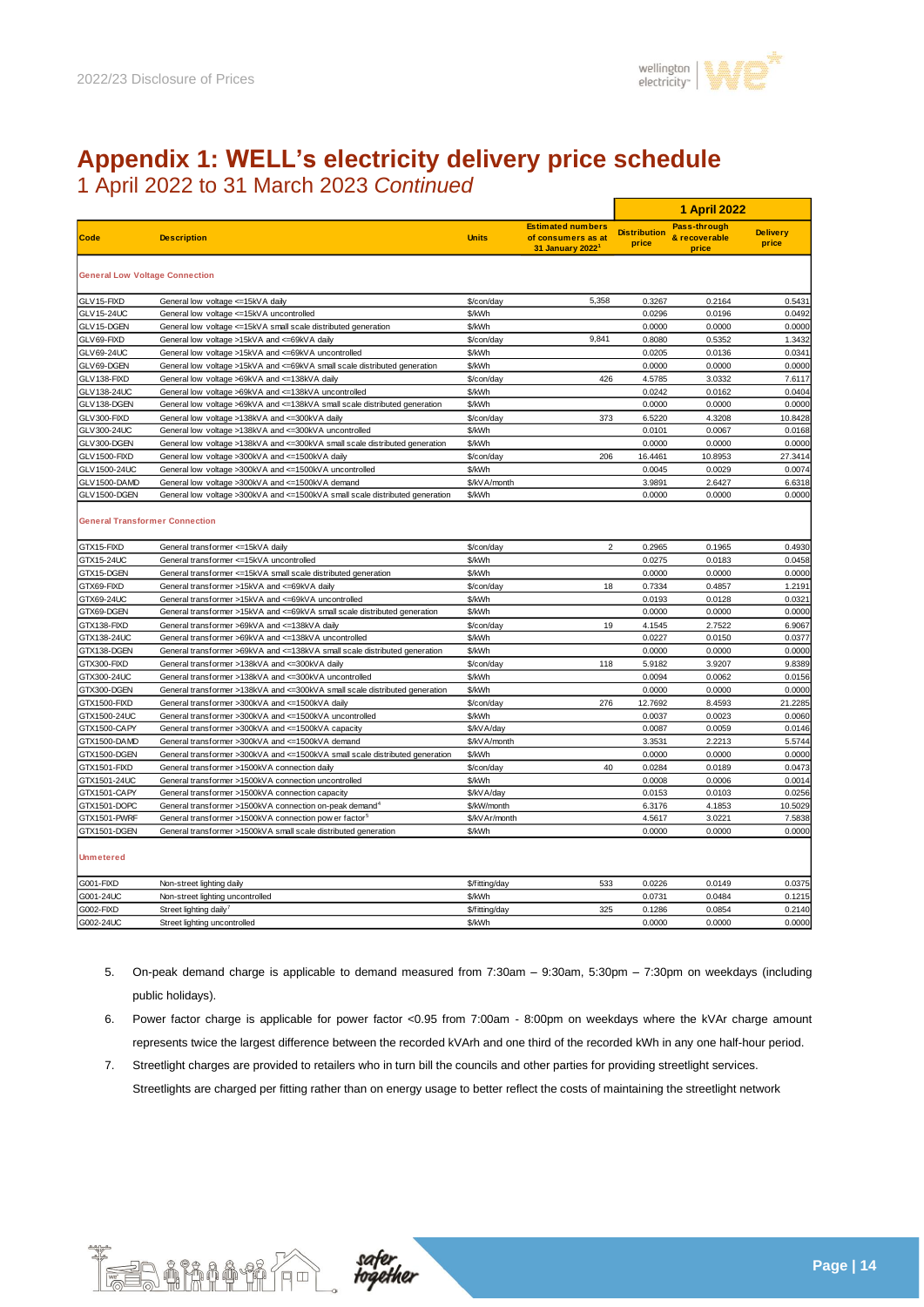# Appendix 1: WELL's electricity delivery price schedule

1 April 2022 to 31 March 2023 *Continued*

| | | | | 1 April 2022 | | |
|---|---|---|---|---|---|---|
| Code | Description | Units | Estimated numbers of consumers as at 31 January 2022[1] | Distribution price | Pass-through & recoverable price | Delivery price |
| **General Low Voltage Connection** | | | | | | |
| GLV15-FIXD | General low voltage <=15kVA daily | $/con/day | 5,358 | 0.3267 | 0.2164 | 0.5431 |
| GLV15-24UC | General low voltage <=15kVA uncontrolled | $/kWh | | 0.0296 | 0.0196 | 0.0492 |
| GLV15-DGEN | General low voltage <=15kVA small scale distributed generation | $/kWh | | 0.0000 | 0.0000 | 0.0000 |
| GLV69-FIXD | General low voltage >15kVA and <=69kVA daily | $/con/day | 9,841 | 0.8080 | 0.5352 | 1.3432 |
| GLV69-24UC | General low voltage >15kVA and <=69kVA uncontrolled | $/kWh | | 0.0205 | 0.0136 | 0.0341 |
| GLV69-DGEN | General low voltage >15kVA and <=69kVA small scale distributed generation | $/kWh | | 0.0000 | 0.0000 | 0.0000 |
| GLV138-FIXD | General low voltage >69kVA and <=138kVA daily | $/con/day | 426 | 4.5785 | 3.0332 | 7.6117 |
| GLV138-24UC | General low voltage >69kVA and <=138kVA uncontrolled | $/kWh | | 0.0242 | 0.0162 | 0.0404 |
| GLV138-DGEN | General low voltage >69kVA and <=138kVA small scale distributed generation | $/kWh | | 0.0000 | 0.0000 | 0.0000 |
| GLV300-FIXD | General low voltage >138kVA and <=300kVA daily | $/con/day | 373 | 6.5220 | 4.3208 | 10.8428 |
| GLV300-24UC | General low voltage >138kVA and <=300kVA uncontrolled | $/kWh | | 0.0101 | 0.0067 | 0.0168 |
| GLV300-DGEN | General low voltage >138kVA and <=300kVA small scale distributed generation | $/kWh | | 0.0000 | 0.0000 | 0.0000 |
| GLV1500-FIXD | General low voltage >300kVA and <=1500kVA daily | $/con/day | 206 | 16.4461 | 10.8953 | 27.3414 |
| GLV1500-24UC | General low voltage >300kVA and <=1500kVA uncontrolled | $/kWh | | 0.0045 | 0.0029 | 0.0074 |
| GLV1500-DAMD | General low voltage >300kVA and <=1500kVA demand | $/kVA/month | | 3.9891 | 2.6427 | 6.6318 |
| GLV1500-DGEN | General low voltage >300kVA and <=1500kVA small scale distributed generation | $/kWh | | 0.0000 | 0.0000 | 0.0000 |
| **General Transformer Connection** | | | | | | |
| GTX15-FIXD | General transformer <=15kVA daily | $/con/day | 2 | 0.2965 | 0.1965 | 0.4930 |
| GTX15-24UC | General transformer <=15kVA uncontrolled | $/kWh | | 0.0275 | 0.0183 | 0.0458 |
| GTX15-DGEN | General transformer <=15kVA small scale distributed generation | $/kWh | | 0.0000 | 0.0000 | 0.0000 |
| GTX69-FIXD | General transformer >15kVA and <=69kVA daily | $/con/day | 18 | 0.7334 | 0.4857 | 1.2191 |
| GTX69-24UC | General transformer >15kVA and <=69kVA uncontrolled | $/kWh | | 0.0193 | 0.0128 | 0.0321 |
| GTX69-DGEN | General transformer >15kVA and <=69kVA small scale distributed generation | $/kWh | | 0.0000 | 0.0000 | 0.0000 |
| GTX138-FIXD | General transformer >69kVA and <=138kVA daily | $/con/day | 19 | 4.1545 | 2.7522 | 6.9067 |
| GTX138-24UC | General transformer >69kVA and <=138kVA uncontrolled | $/kWh | | 0.0227 | 0.0150 | 0.0377 |
| GTX138-DGEN | General transformer >69kVA and <=138kVA small scale distributed generation | $/kWh | | 0.0000 | 0.0000 | 0.0000 |
| GTX300-FIXD | General transformer >138kVA and <=300kVA daily | $/con/day | 118 | 5.9182 | 3.9207 | 9.8389 |
| GTX300-24UC | General transformer >138kVA and <=300kVA uncontrolled | $/kWh | | 0.0094 | 0.0062 | 0.0156 |
| GTX300-DGEN | General transformer >138kVA and <=300kVA small scale distributed generation | $/kWh | | 0.0000 | 0.0000 | 0.0000 |
| GTX1500-FIXD | General transformer >300kVA and <=1500kVA daily | $/con/day | 276 | 12.7692 | 8.4593 | 21.2285 |
| GTX1500-24UC | General transformer >300kVA and <=1500kVA uncontrolled | $/kWh | | 0.0037 | 0.0023 | 0.0060 |
| GTX1500-CAPY | General transformer >300kVA and <=1500kVA capacity | $/kVA/day | | 0.0087 | 0.0059 | 0.0146 |
| GTX1500-DAMD | General transformer >300kVA and <=1500kVA demand | $/kVA/month | | 3.3531 | 2.2213 | 5.5744 |
| GTX1500-DGEN | General transformer >300kVA and <=1500kVA small scale distributed generation | $/kWh | | 0.0000 | 0.0000 | 0.0000 |
| GTX1501-FIXD | General transformer >1500kVA connection daily | $/con/day | 40 | 0.0284 | 0.0189 | 0.0473 |
| GTX1501-24UC | General transformer >1500kVA connection uncontrolled | $/kWh | | 0.0008 | 0.0006 | 0.0014 |
| GTX1501-CAPY | General transformer >1500kVA connection capacity | $/kVA/day | | 0.0153 | 0.0103 | 0.0256 |
| GTX1501-DOPC | General transformer >1500kVA connection on-peak demand[4] | $/kW/month | | 6.3176 | 4.1853 | 10.5029 |
| GTX1501-PWRF | General transformer >1500kVA connection power factor[5] | $/kVAr/month | | 4.5617 | 3.0221 | 7.5838 |
| GTX1501-DGEN | General transformer >1500kVA small scale distributed generation | $/kWh | | 0.0000 | 0.0000 | 0.0000 |
| **Unmetered** | | | | | | |
| G001-FIXD | Non-street lighting daily | $/fitting/day | 533 | 0.0226 | 0.0149 | 0.0375 |
| G001-24UC | Non-street lighting uncontrolled | $/kWh | | 0.0731 | 0.0484 | 0.1215 |
| G002-FIXD | Street lighting daily[7] | $/fitting/day | 325 | 0.1286 | 0.0854 | 0.2140 |
| G002-24UC | Street lighting uncontrolled | $/kWh | | 0.0000 | 0.0000 | 0.0000 |

5. On-peak demand charge is applicable to demand measured from 7:30am – 9:30am, 5:30pm – 7:30pm on weekdays (including public holidays).
6. Power factor charge is applicable for power factor <0.95 from 7:00am - 8:00pm on weekdays where the kVAr charge amount represents twice the largest difference between the recorded kVArh and one third of the recorded kWh in any one half-hour period.
7. Streetlight charges are provided to retailers who in turn bill the councils and other parties for providing streetlight services. Streetlights are charged per fitting rather than on energy usage to better reflect the costs of maintaining the streetlight network